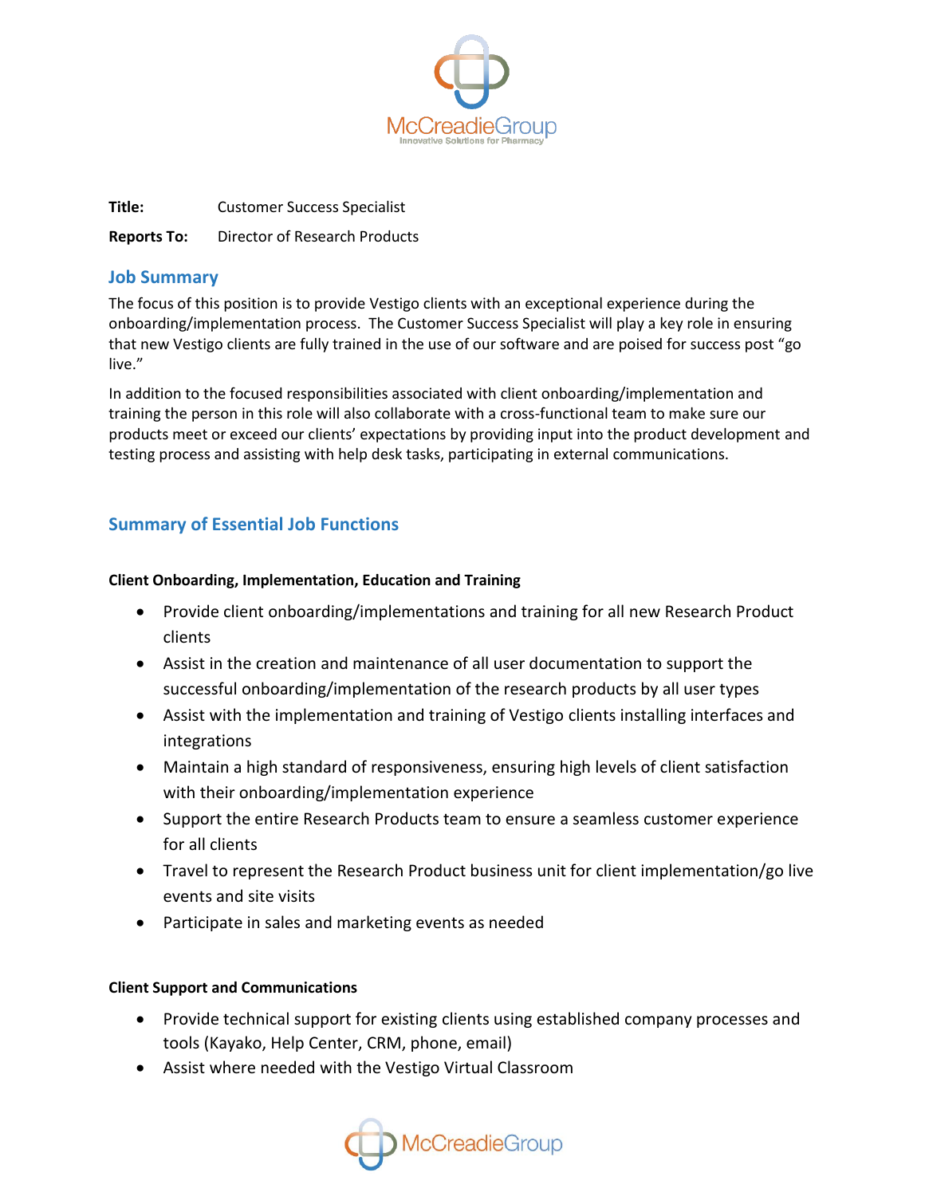**Title:** Customer Success Specialist

**Reports To:** Director of Research Products

## Job Summary

The focus of this position is to provide Vestigo clients with an exceptional experience during the onboarding/implementation process. The Customer Success Specialist will play a key role in ensuring that new Vestigo clients are fully trained in the use of our software and are poised for success post "go live."

In addition to the focused responsibilities associated with client onboarding/implementation and training the person in this role will also collaborate with a cross-functional team to make sure our products meet or exceed our clients' expectations by providing input into the product development and testing process and assisting with help desk tasks, participating in external communications.

## Summary of Essential Job Functions

**Client Onboarding, Implementation, Education and Training**

- Provide client onboarding/implementations and training for all new Research Product clients
- Assist in the creation and maintenance of all user documentation to support the successful onboarding/implementation of the research products by all user types
- Assist with the implementation and training of Vestigo clients installing interfaces and integrations
- Maintain a high standard of responsiveness, ensuring high levels of client satisfaction with their onboarding/implementation experience
- Support the entire Research Products team to ensure a seamless customer experience for all clients
- Travel to represent the Research Product business unit for client implementation/go live events and site visits
- Participate in sales and marketing events as needed

**Client Support and Communications**

- Provide technical support for existing clients using established company processes and tools (Kayako, Help Center, CRM, phone, email)
- Assist where needed with the Vestigo Virtual Classroom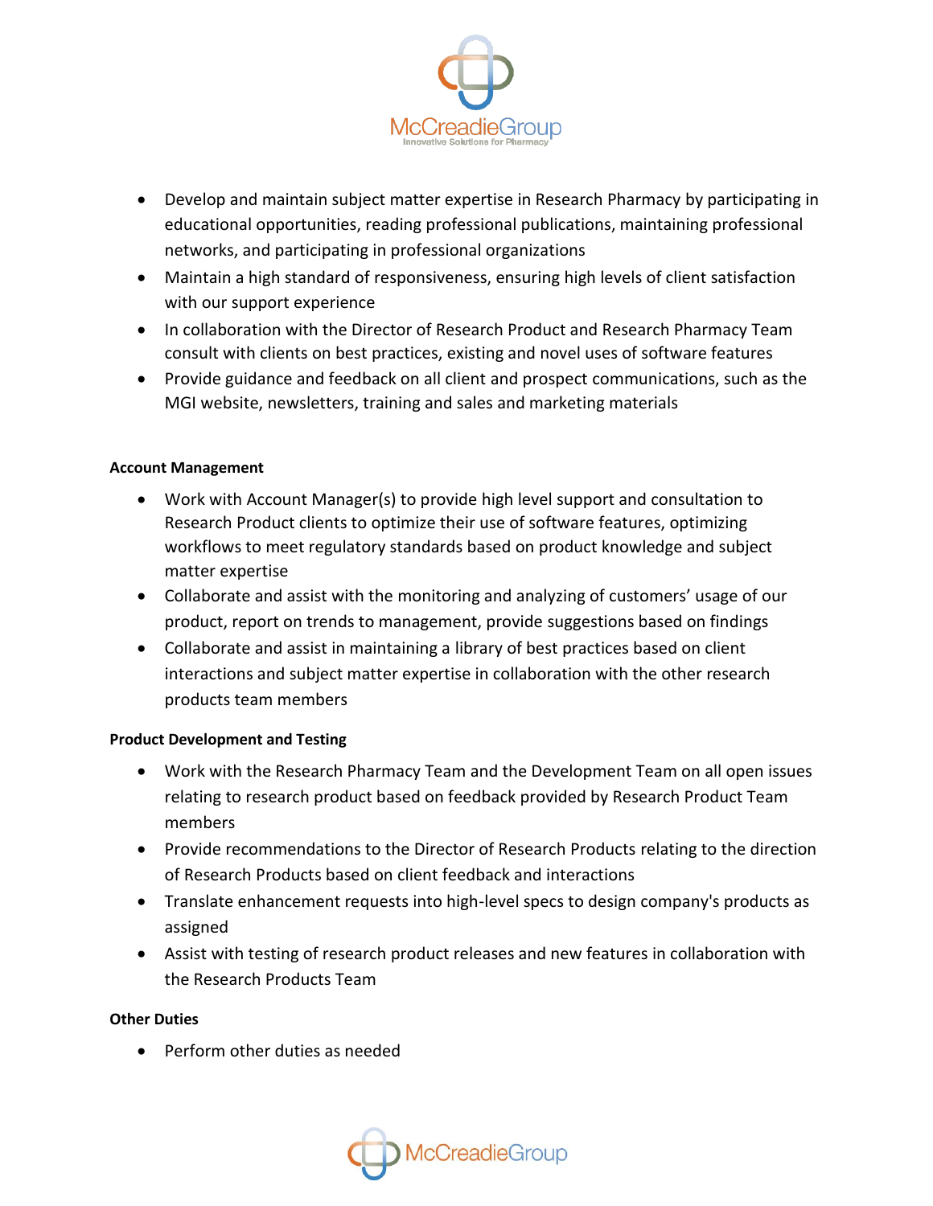- Develop and maintain subject matter expertise in Research Pharmacy by participating in educational opportunities, reading professional publications, maintaining professional networks, and participating in professional organizations
- Maintain a high standard of responsiveness, ensuring high levels of client satisfaction with our support experience
- In collaboration with the Director of Research Product and Research Pharmacy Team consult with clients on best practices, existing and novel uses of software features
- Provide guidance and feedback on all client and prospect communications, such as the MGI website, newsletters, training and sales and marketing materials

**Account Management**

- Work with Account Manager(s) to provide high level support and consultation to Research Product clients to optimize their use of software features, optimizing workflows to meet regulatory standards based on product knowledge and subject matter expertise
- Collaborate and assist with the monitoring and analyzing of customers' usage of our product, report on trends to management, provide suggestions based on findings
- Collaborate and assist in maintaining a library of best practices based on client interactions and subject matter expertise in collaboration with the other research products team members

**Product Development and Testing**

- Work with the Research Pharmacy Team and the Development Team on all open issues relating to research product based on feedback provided by Research Product Team members
- Provide recommendations to the Director of Research Products relating to the direction of Research Products based on client feedback and interactions
- Translate enhancement requests into high-level specs to design company's products as assigned
- Assist with testing of research product releases and new features in collaboration with the Research Products Team

**Other Duties**

- Perform other duties as needed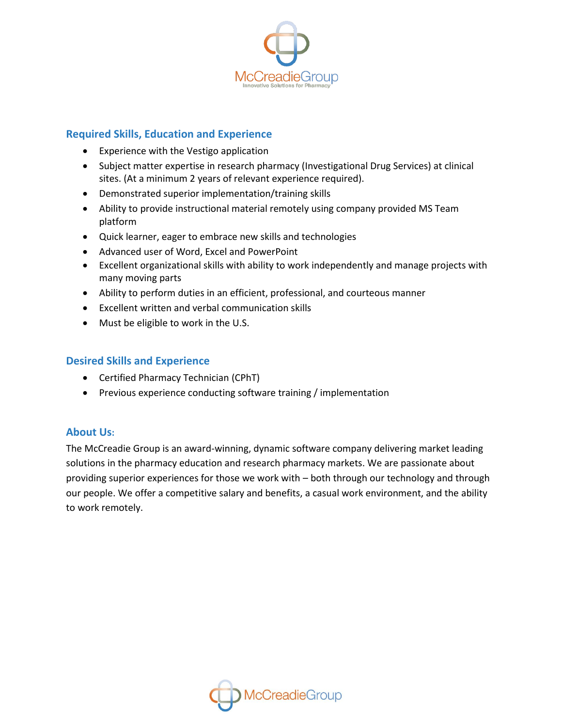## Required Skills, Education and Experience

- Experience with the Vestigo application
- Subject matter expertise in research pharmacy (Investigational Drug Services) at clinical sites. (At a minimum 2 years of relevant experience required).
- Demonstrated superior implementation/training skills
- Ability to provide instructional material remotely using company provided MS Team platform
- Quick learner, eager to embrace new skills and technologies
- Advanced user of Word, Excel and PowerPoint
- Excellent organizational skills with ability to work independently and manage projects with many moving parts
- Ability to perform duties in an efficient, professional, and courteous manner
- Excellent written and verbal communication skills
- Must be eligible to work in the U.S.

## Desired Skills and Experience

- Certified Pharmacy Technician (CPhT)
- Previous experience conducting software training / implementation

## About Us:

The McCreadie Group is an award-winning, dynamic software company delivering market leading solutions in the pharmacy education and research pharmacy markets. We are passionate about providing superior experiences for those we work with – both through our technology and through our people. We offer a competitive salary and benefits, a casual work environment, and the ability to work remotely.